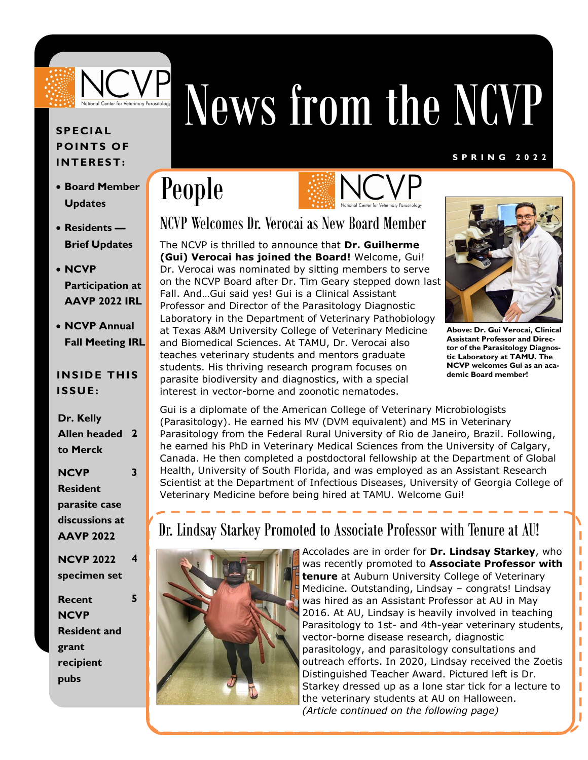# News from the NCVP

SPRING 2022

**SPECIAL POINTS OF INTEREST:**

- **Board Member Updates**
- **Residents — Brief Updates**
- **NCVP Participation at AAVP 2022 IRL**
- **NCVP Annual Fall Meeting IRL**

**INSIDE THIS ISSUE:**

| | |
|---|---|
| **Dr. Kelly Allen headed to Merck** | **2** |
| **NCVP Resident parasite case discussions at AAVP 2022** | **3** |
| **NCVP 2022 specimen set** | **4** |
| **Recent NCVP Resident and grant recipient pubs** | **5** |

## People

### NCVP Welcomes Dr. Verocai as New Board Member

The NCVP is thrilled to announce that **Dr. Guilherme (Gui) Verocai has joined the Board!** Welcome, Gui! Dr. Verocai was nominated by sitting members to serve on the NCVP Board after Dr. Tim Geary stepped down last Fall. And…Gui said yes! Gui is a Clinical Assistant Professor and Director of the Parasitology Diagnostic Laboratory in the Department of Veterinary Pathobiology at Texas A&M University College of Veterinary Medicine and Biomedical Sciences. At TAMU, Dr. Verocai also teaches veterinary students and mentors graduate students. His thriving research program focuses on parasite biodiversity and diagnostics, with a special interest in vector-borne and zoonotic nematodes.

**Above: Dr. Gui Verocai, Clinical Assistant Professor and Director of the Parasitology Diagnostic Laboratory at TAMU. The NCVP welcomes Gui as an academic Board member!**

Gui is a diplomate of the American College of Veterinary Microbiologists (Parasitology). He earned his MV (DVM equivalent) and MS in Veterinary Parasitology from the Federal Rural University of Rio de Janeiro, Brazil. Following, he earned his PhD in Veterinary Medical Sciences from the University of Calgary, Canada. He then completed a postdoctoral fellowship at the Department of Global Health, University of South Florida, and was employed as an Assistant Research Scientist at the Department of Infectious Diseases, University of Georgia College of Veterinary Medicine before being hired at TAMU. Welcome Gui!

### Dr. Lindsay Starkey Promoted to Associate Professor with Tenure at AU!

Accolades are in order for **Dr. Lindsay Starkey**, who was recently promoted to **Associate Professor with tenure** at Auburn University College of Veterinary Medicine. Outstanding, Lindsay – congrats! Lindsay was hired as an Assistant Professor at AU in May 2016. At AU, Lindsay is heavily involved in teaching Parasitology to 1st- and 4th-year veterinary students, vector-borne disease research, diagnostic parasitology, and parasitology consultations and outreach efforts. In 2020, Lindsay received the Zoetis Distinguished Teacher Award. Pictured left is Dr. Starkey dressed up as a lone star tick for a lecture to the veterinary students at AU on Halloween. *(Article continued on the following page)*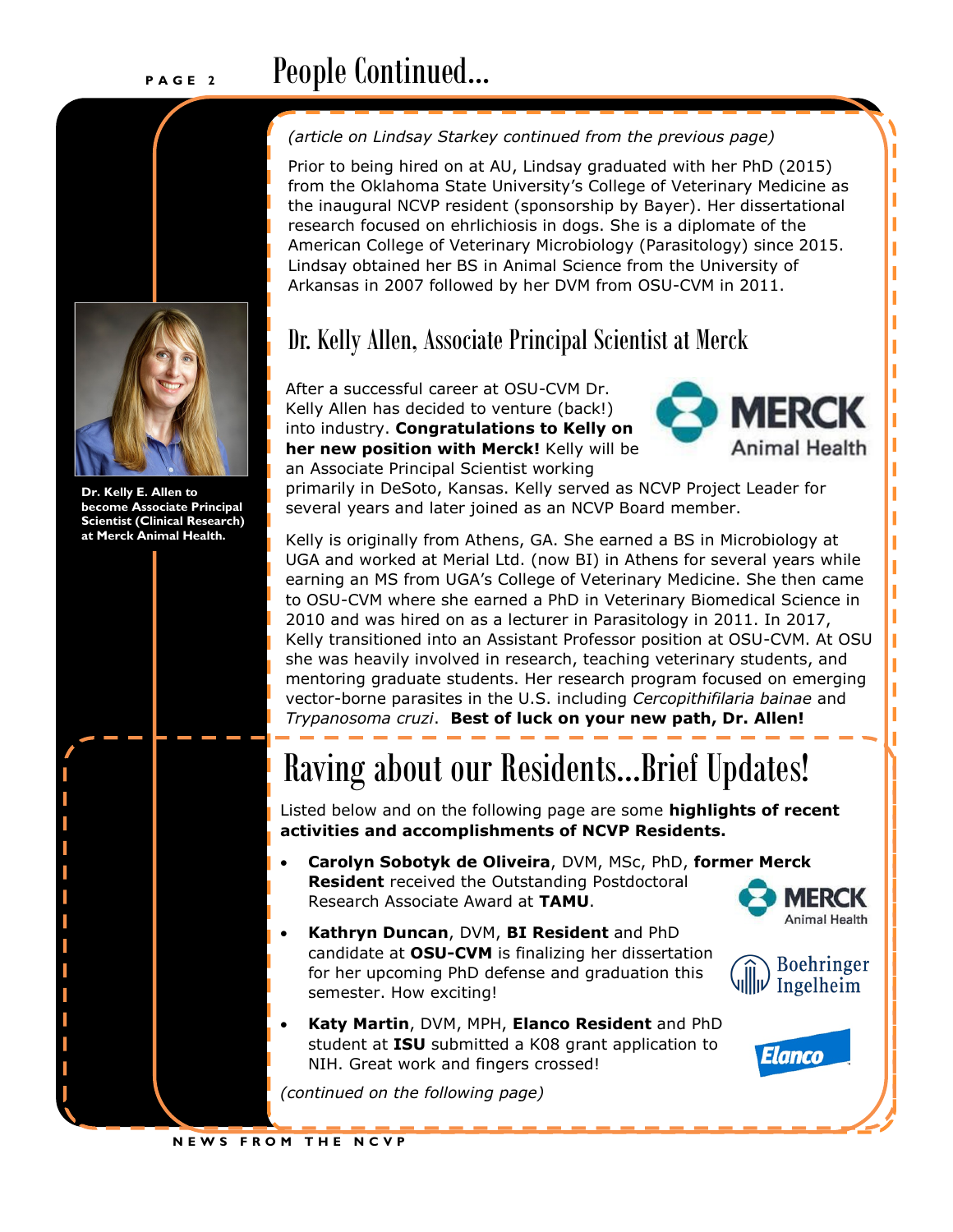# People Continued...

*(article on Lindsay Starkey continued from the previous page)*

Prior to being hired on at AU, Lindsay graduated with her PhD (2015) from the Oklahoma State University's College of Veterinary Medicine as the inaugural NCVP resident (sponsorship by Bayer). Her dissertational research focused on ehrlichiosis in dogs. She is a diplomate of the American College of Veterinary Microbiology (Parasitology) since 2015. Lindsay obtained her BS in Animal Science from the University of Arkansas in 2007 followed by her DVM from OSU-CVM in 2011.

## Dr. Kelly Allen, Associate Principal Scientist at Merck

**Dr. Kelly E. Allen to become Associate Principal Scientist (Clinical Research) at Merck Animal Health.**

After a successful career at OSU-CVM Dr. Kelly Allen has decided to venture (back!) into industry. **Congratulations to Kelly on her new position with Merck!** Kelly will be an Associate Principal Scientist working primarily in DeSoto, Kansas. Kelly served as NCVP Project Leader for several years and later joined as an NCVP Board member.

Kelly is originally from Athens, GA. She earned a BS in Microbiology at UGA and worked at Merial Ltd. (now BI) in Athens for several years while earning an MS from UGA's College of Veterinary Medicine. She then came to OSU-CVM where she earned a PhD in Veterinary Biomedical Science in 2010 and was hired on as a lecturer in Parasitology in 2011. In 2017, Kelly transitioned into an Assistant Professor position at OSU-CVM. At OSU she was heavily involved in research, teaching veterinary students, and mentoring graduate students. Her research program focused on emerging vector-borne parasites in the U.S. including *Cercopithifilaria bainae* and *Trypanosoma cruzi*. **Best of luck on your new path, Dr. Allen!**

# Raving about our Residents...Brief Updates!

Listed below and on the following page are some **highlights of recent activities and accomplishments of NCVP Residents.**

- **Carolyn Sobotyk de Oliveira**, DVM, MSc, PhD, **former Merck Resident** received the Outstanding Postdoctoral Research Associate Award at **TAMU**.
- **Kathryn Duncan**, DVM, **BI Resident** and PhD candidate at **OSU-CVM** is finalizing her dissertation for her upcoming PhD defense and graduation this semester. How exciting!
- **Katy Martin**, DVM, MPH, **Elanco Resident** and PhD student at **ISU** submitted a K08 grant application to NIH. Great work and fingers crossed!

*(continued on the following page)*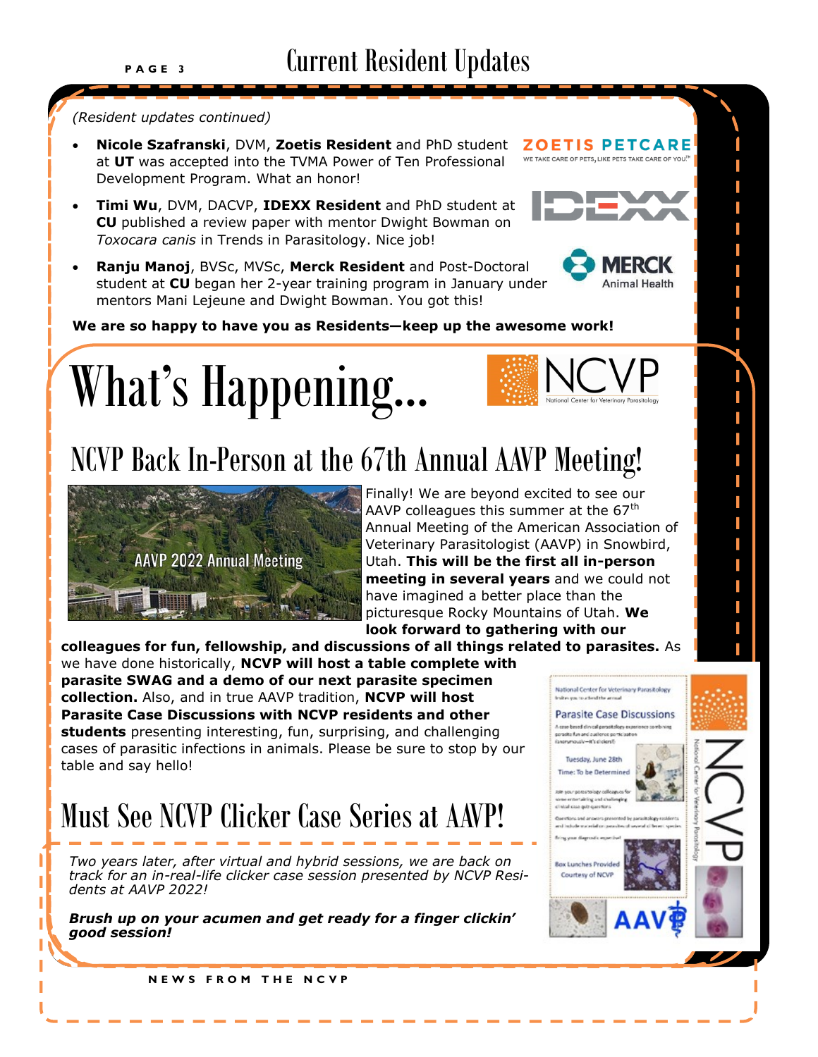# Current Resident Updates

*(Resident updates continued)*

- **Nicole Szafranski**, DVM, **Zoetis Resident** and PhD student at **UT** was accepted into the TVMA Power of Ten Professional Development Program. What an honor!
- **Timi Wu**, DVM, DACVP, **IDEXX Resident** and PhD student at **CU** published a review paper with mentor Dwight Bowman on *Toxocara canis* in Trends in Parasitology. Nice job!
- **Ranju Manoj**, BVSc, MVSc, **Merck Resident** and Post-Doctoral student at **CU** began her 2-year training program in January under mentors Mani Lejeune and Dwight Bowman. You got this!

**We are so happy to have you as Residents—keep up the awesome work!**

# What's Happening...

## NCVP Back In-Person at the 67th Annual AAVP Meeting!

Finally! We are beyond excited to see our AAVP colleagues this summer at the 67th Annual Meeting of the American Association of Veterinary Parasitologist (AAVP) in Snowbird, Utah. **This will be the first all in-person meeting in several years** and we could not have imagined a better place than the picturesque Rocky Mountains of Utah. **We look forward to gathering with our colleagues for fun, fellowship, and discussions of all things related to parasites.** As we have done historically, **NCVP will host a table complete with parasite SWAG and a demo of our next parasite specimen collection.** Also, and in true AAVP tradition, **NCVP will host Parasite Case Discussions with NCVP residents and other students** presenting interesting, fun, surprising, and challenging cases of parasitic infections in animals. Please be sure to stop by our table and say hello!

## Must See NCVP Clicker Case Series at AAVP!

*Two years later, after virtual and hybrid sessions, we are back on track for an in-real-life clicker case session presented by NCVP Residents at AAVP 2022!*

***Brush up on your acumen and get ready for a finger clickin' good session!***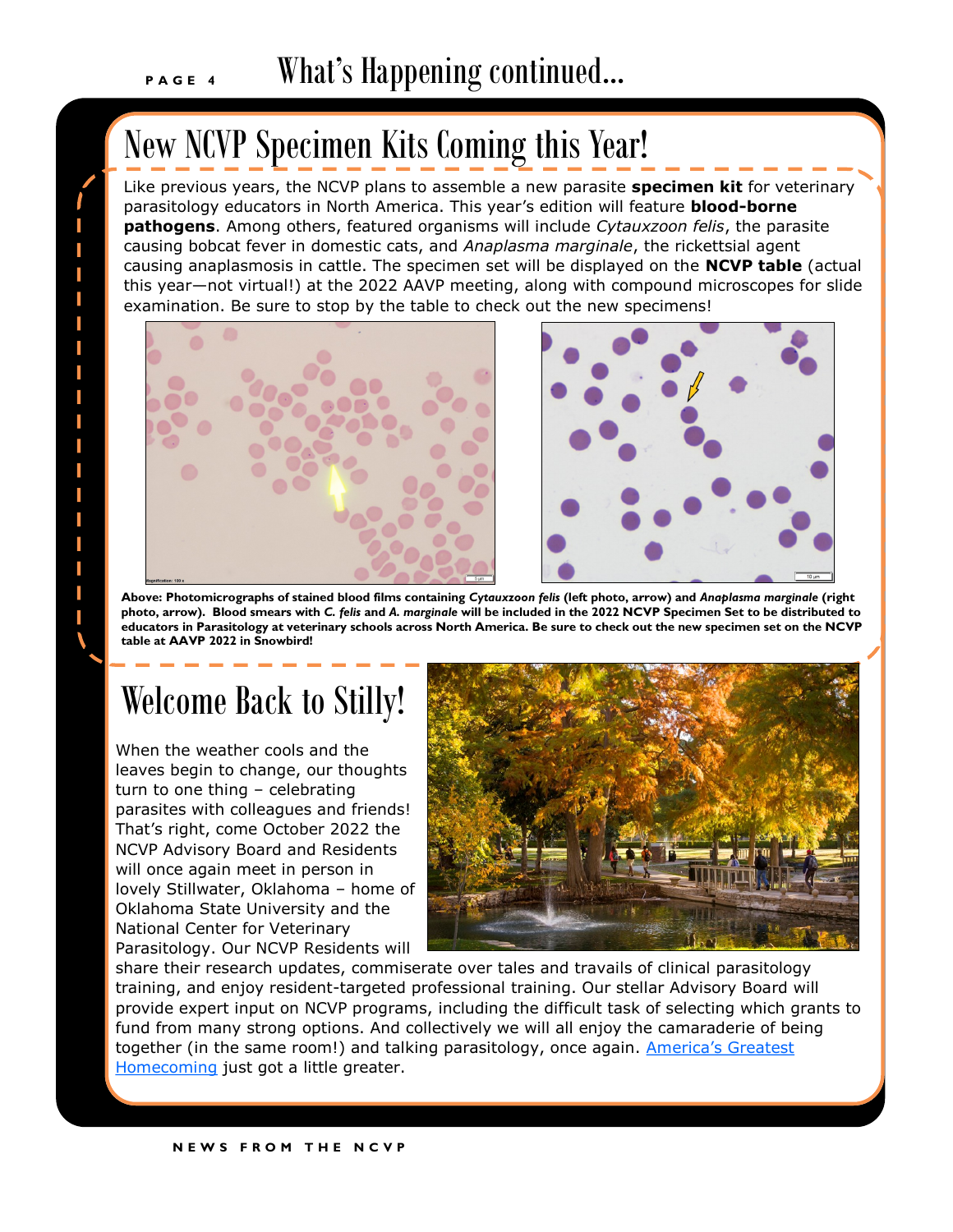# New NCVP Specimen Kits Coming this Year!

Like previous years, the NCVP plans to assemble a new parasite **specimen kit** for veterinary parasitology educators in North America. This year's edition will feature **blood-borne pathogens**. Among others, featured organisms will include *Cytauxzoon felis*, the parasite causing bobcat fever in domestic cats, and *Anaplasma marginale*, the rickettsial agent causing anaplasmosis in cattle. The specimen set will be displayed on the **NCVP table** (actual this year—not virtual!) at the 2022 AAVP meeting, along with compound microscopes for slide examination. Be sure to stop by the table to check out the new specimens!

**Above: Photomicrographs of stained blood films containing *Cytauxzoon felis* (left photo, arrow) and *Anaplasma marginale* (right photo, arrow). Blood smears with *C. felis* and *A. marginale* will be included in the 2022 NCVP Specimen Set to be distributed to educators in Parasitology at veterinary schools across North America. Be sure to check out the new specimen set on the NCVP table at AAVP 2022 in Snowbird!**

# Welcome Back to Stilly!

When the weather cools and the leaves begin to change, our thoughts turn to one thing – celebrating parasites with colleagues and friends! That's right, come October 2022 the NCVP Advisory Board and Residents will once again meet in person in lovely Stillwater, Oklahoma – home of Oklahoma State University and the National Center for Veterinary Parasitology. Our NCVP Residents will share their research updates, commiserate over tales and travails of clinical parasitology training, and enjoy resident-targeted professional training. Our stellar Advisory Board will provide expert input on NCVP programs, including the difficult task of selecting which grants to fund from many strong options. And collectively we will all enjoy the camaraderie of being together (in the same room!) and talking parasitology, once again. America's Greatest Homecoming just got a little greater.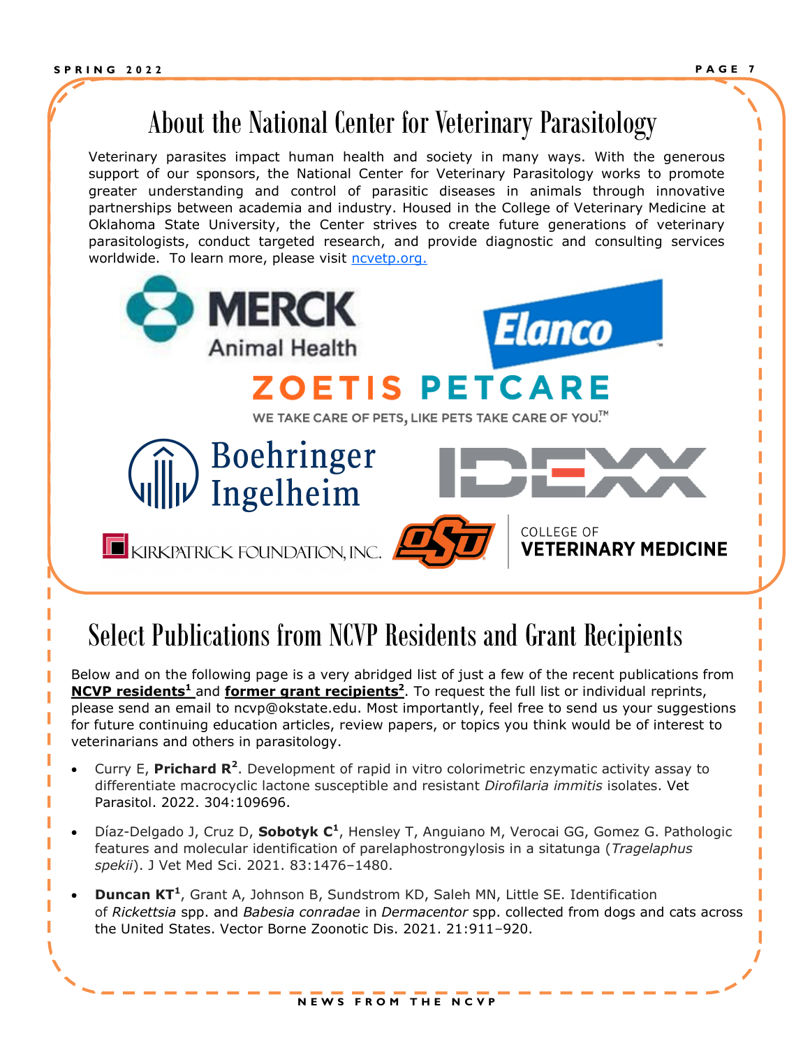## About the National Center for Veterinary Parasitology

Veterinary parasites impact human health and society in many ways. With the generous support of our sponsors, the National Center for Veterinary Parasitology works to promote greater understanding and control of parasitic diseases in animals through innovative partnerships between academia and industry. Housed in the College of Veterinary Medicine at Oklahoma State University, the Center strives to create future generations of veterinary parasitologists, conduct targeted research, and provide diagnostic and consulting services worldwide. To learn more, please visit [ncvetp.org.](http://ncvetp.org)

## Select Publications from NCVP Residents and Grant Recipients

Below and on the following page is a very abridged list of just a few of the recent publications from **NCVP residents[1]** and **former grant recipients[2]**. To request the full list or individual reprints, please send an email to ncvp@okstate.edu. Most importantly, feel free to send us your suggestions for future continuing education articles, review papers, or topics you think would be of interest to veterinarians and others in parasitology.

- Curry E, **Prichard R[2]**. Development of rapid in vitro colorimetric enzymatic activity assay to differentiate macrocyclic lactone susceptible and resistant *Dirofilaria immitis* isolates. Vet Parasitol. 2022. 304:109696.
- Díaz-Delgado J, Cruz D, **Sobotyk C[1]**, Hensley T, Anguiano M, Verocai GG, Gomez G. Pathologic features and molecular identification of parelaphostrongylosis in a sitatunga (*Tragelaphus spekii*). J Vet Med Sci. 2021. 83:1476–1480.
- **Duncan KT[1]**, Grant A, Johnson B, Sundstrom KD, Saleh MN, Little SE. Identification of *Rickettsia* spp. and *Babesia conradae* in *Dermacentor* spp. collected from dogs and cats across the United States. Vector Borne Zoonotic Dis. 2021. 21:911–920.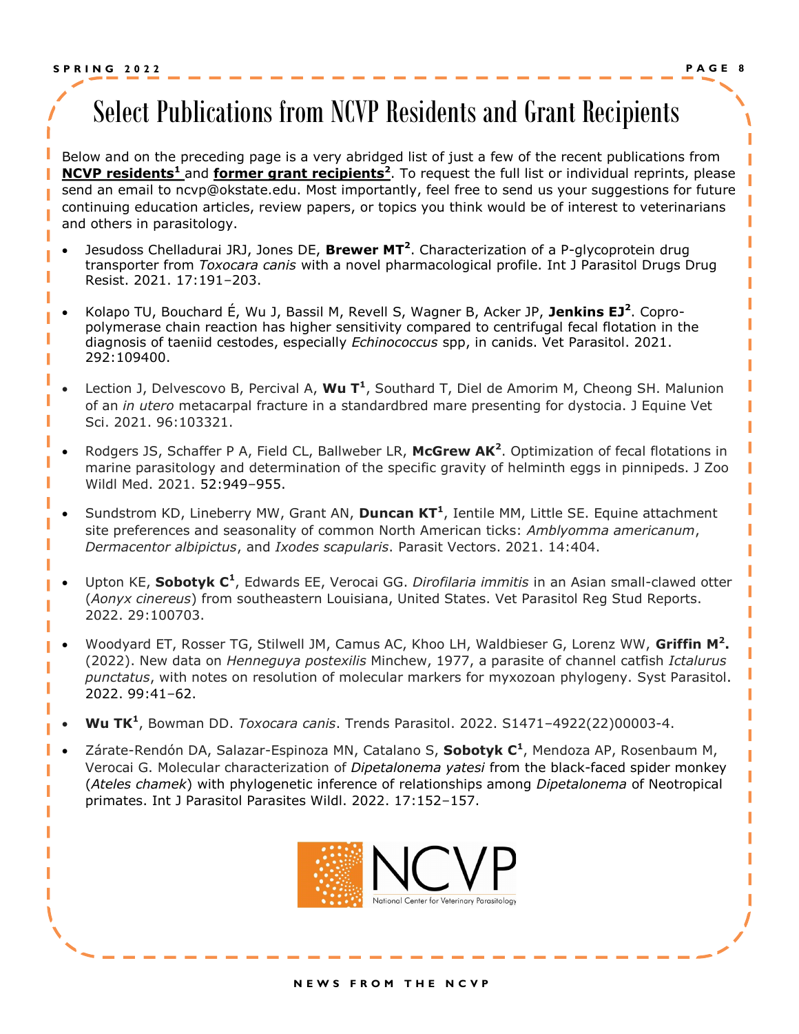# Select Publications from NCVP Residents and Grant Recipients

Below and on the preceding page is a very abridged list of just a few of the recent publications from **NCVP residents[1]** and **former grant recipients[2]**. To request the full list or individual reprints, please send an email to ncvp@okstate.edu. Most importantly, feel free to send us your suggestions for future continuing education articles, review papers, or topics you think would be of interest to veterinarians and others in parasitology.

- Jesudoss Chelladurai JRJ, Jones DE, **Brewer MT[2]**. Characterization of a P-glycoprotein drug transporter from *Toxocara canis* with a novel pharmacological profile. Int J Parasitol Drugs Drug Resist. 2021. 17:191–203.
- Kolapo TU, Bouchard É, Wu J, Bassil M, Revell S, Wagner B, Acker JP, **Jenkins EJ[2]**. Copro-polymerase chain reaction has higher sensitivity compared to centrifugal fecal flotation in the diagnosis of taeniid cestodes, especially *Echinococcus* spp, in canids. Vet Parasitol. 2021. 292:109400.
- Lection J, Delvescovo B, Percival A, **Wu T[1]**, Southard T, Diel de Amorim M, Cheong SH. Malunion of an *in utero* metacarpal fracture in a standardbred mare presenting for dystocia. J Equine Vet Sci. 2021. 96:103321.
- Rodgers JS, Schaffer P A, Field CL, Ballweber LR, **McGrew AK[2]**. Optimization of fecal flotations in marine parasitology and determination of the specific gravity of helminth eggs in pinnipeds. J Zoo Wildl Med. 2021. 52:949–955.
- Sundstrom KD, Lineberry MW, Grant AN, **Duncan KT[1]**, Ientile MM, Little SE. Equine attachment site preferences and seasonality of common North American ticks: *Amblyomma americanum*, *Dermacentor albipictus*, and *Ixodes scapularis*. Parasit Vectors. 2021. 14:404.
- Upton KE, **Sobotyk C[1]**, Edwards EE, Verocai GG. *Dirofilaria immitis* in an Asian small-clawed otter (*Aonyx cinereus*) from southeastern Louisiana, United States. Vet Parasitol Reg Stud Reports. 2022. 29:100703.
- Woodyard ET, Rosser TG, Stilwell JM, Camus AC, Khoo LH, Waldbieser G, Lorenz WW, **Griffin M[2].** (2022). New data on *Henneguya postexilis* Minchew, 1977, a parasite of channel catfish *Ictalurus punctatus*, with notes on resolution of molecular markers for myxozoan phylogeny. Syst Parasitol. 2022. 99:41–62.
- **Wu TK[1]**, Bowman DD. *Toxocara canis*. Trends Parasitol. 2022. S1471–4922(22)00003-4.
- Zárate-Rendón DA, Salazar-Espinoza MN, Catalano S, **Sobotyk C[1]**, Mendoza AP, Rosenbaum M, Verocai G. Molecular characterization of *Dipetalonema yatesi* from the black-faced spider monkey (*Ateles chamek*) with phylogenetic inference of relationships among *Dipetalonema* of Neotropical primates. Int J Parasitol Parasites Wildl. 2022. 17:152–157.

NCVP
National Center for Veterinary Parasitology